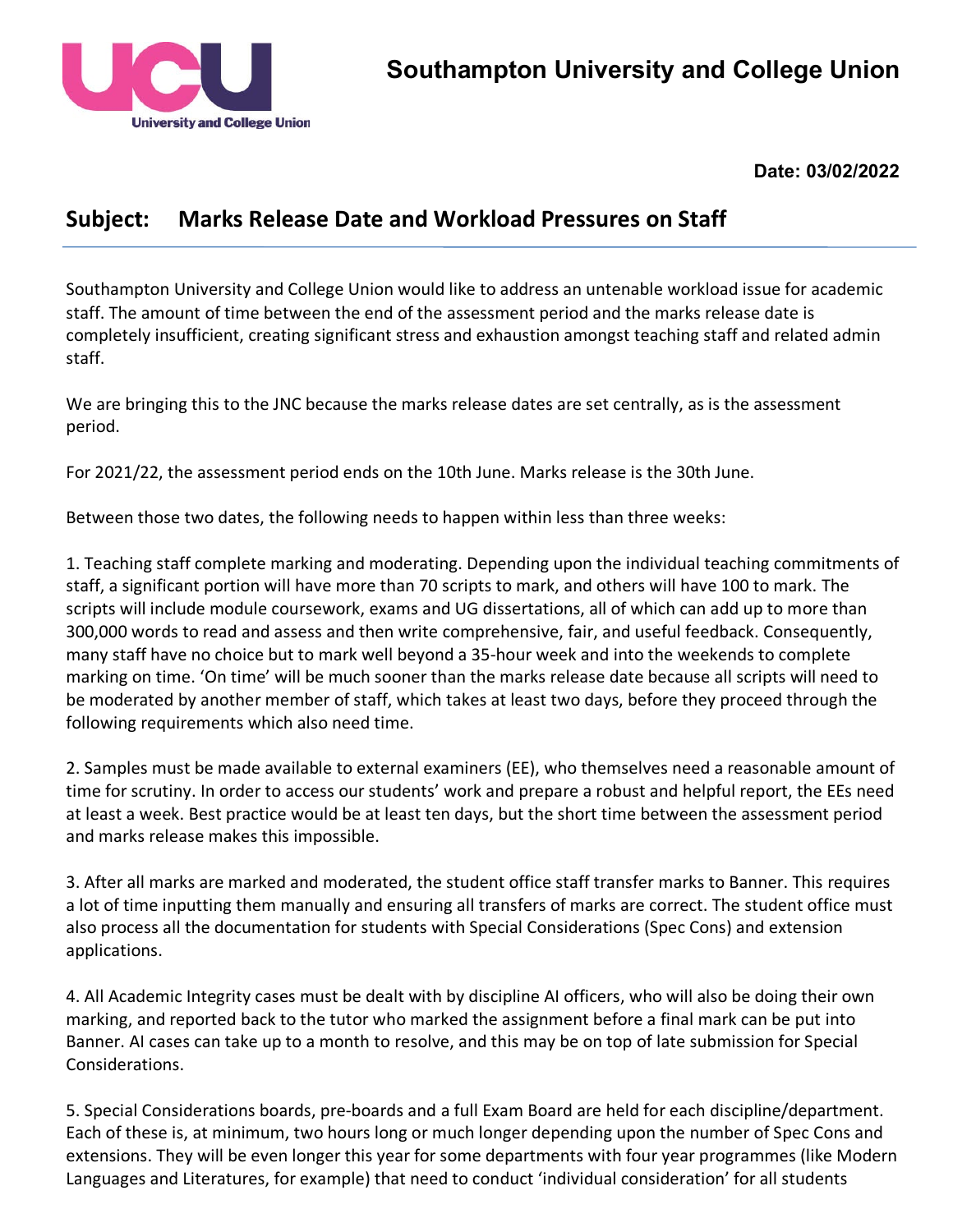# Southampton University and College Union

**Date: 03/02/2022**

## Subject: Marks Release Date and Workload Pressures on Staff

Southampton University and College Union would like to address an untenable workload issue for academic staff. The amount of time between the end of the assessment period and the marks release date is completely insufficient, creating significant stress and exhaustion amongst teaching staff and related admin staff.

We are bringing this to the JNC because the marks release dates are set centrally, as is the assessment period.

For 2021/22, the assessment period ends on the 10th June. Marks release is the 30th June.

Between those two dates, the following needs to happen within less than three weeks:

1. Teaching staff complete marking and moderating. Depending upon the individual teaching commitments of staff, a significant portion will have more than 70 scripts to mark, and others will have 100 to mark. The scripts will include module coursework, exams and UG dissertations, all of which can add up to more than 300,000 words to read and assess and then write comprehensive, fair, and useful feedback. Consequently, many staff have no choice but to mark well beyond a 35-hour week and into the weekends to complete marking on time. 'On time' will be much sooner than the marks release date because all scripts will need to be moderated by another member of staff, which takes at least two days, before they proceed through the following requirements which also need time.

2. Samples must be made available to external examiners (EE), who themselves need a reasonable amount of time for scrutiny. In order to access our students' work and prepare a robust and helpful report, the EEs need at least a week. Best practice would be at least ten days, but the short time between the assessment period and marks release makes this impossible.

3. After all marks are marked and moderated, the student office staff transfer marks to Banner. This requires a lot of time inputting them manually and ensuring all transfers of marks are correct. The student office must also process all the documentation for students with Special Considerations (Spec Cons) and extension applications.

4. All Academic Integrity cases must be dealt with by discipline AI officers, who will also be doing their own marking, and reported back to the tutor who marked the assignment before a final mark can be put into Banner. AI cases can take up to a month to resolve, and this may be on top of late submission for Special Considerations.

5. Special Considerations boards, pre-boards and a full Exam Board are held for each discipline/department. Each of these is, at minimum, two hours long or much longer depending upon the number of Spec Cons and extensions. They will be even longer this year for some departments with four year programmes (like Modern Languages and Literatures, for example) that need to conduct 'individual consideration' for all students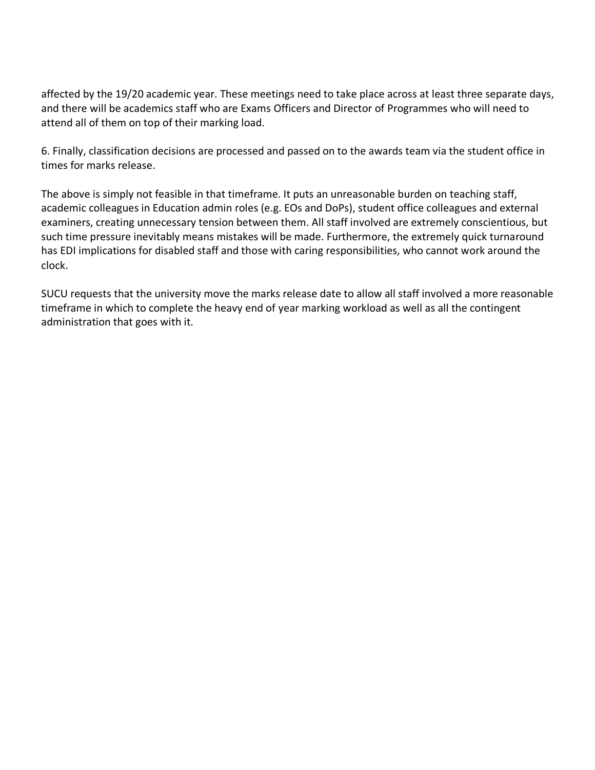affected by the 19/20 academic year. These meetings need to take place across at least three separate days, and there will be academics staff who are Exams Officers and Director of Programmes who will need to attend all of them on top of their marking load.

6. Finally, classification decisions are processed and passed on to the awards team via the student office in times for marks release.

The above is simply not feasible in that timeframe. It puts an unreasonable burden on teaching staff, academic colleagues in Education admin roles (e.g. EOs and DoPs), student office colleagues and external examiners, creating unnecessary tension between them. All staff involved are extremely conscientious, but such time pressure inevitably means mistakes will be made. Furthermore, the extremely quick turnaround has EDI implications for disabled staff and those with caring responsibilities, who cannot work around the clock.

SUCU requests that the university move the marks release date to allow all staff involved a more reasonable timeframe in which to complete the heavy end of year marking workload as well as all the contingent administration that goes with it.